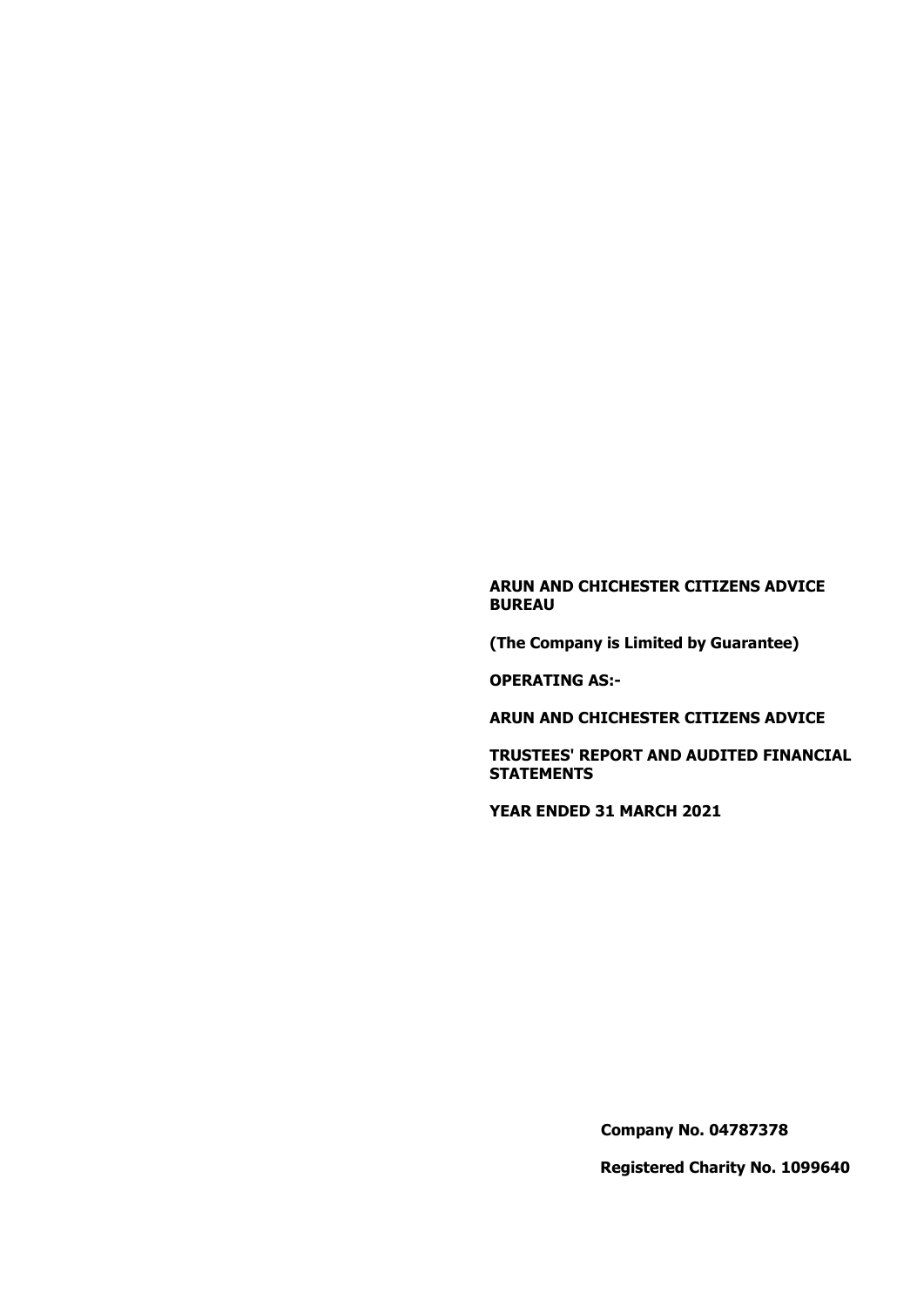**ARUN AND CHICHESTER CITIZENS ADVICE BUREAU**

**(The Company is Limited by Guarantee)**

**OPERATING AS:-**

**ARUN AND CHICHESTER CITIZENS ADVICE**

**TRUSTEES' REPORT AND AUDITED FINANCIAL STATEMENTS**

**YEAR ENDED 31 MARCH 2021**

**Company No. 04787378**

**Registered Charity No. 1099640**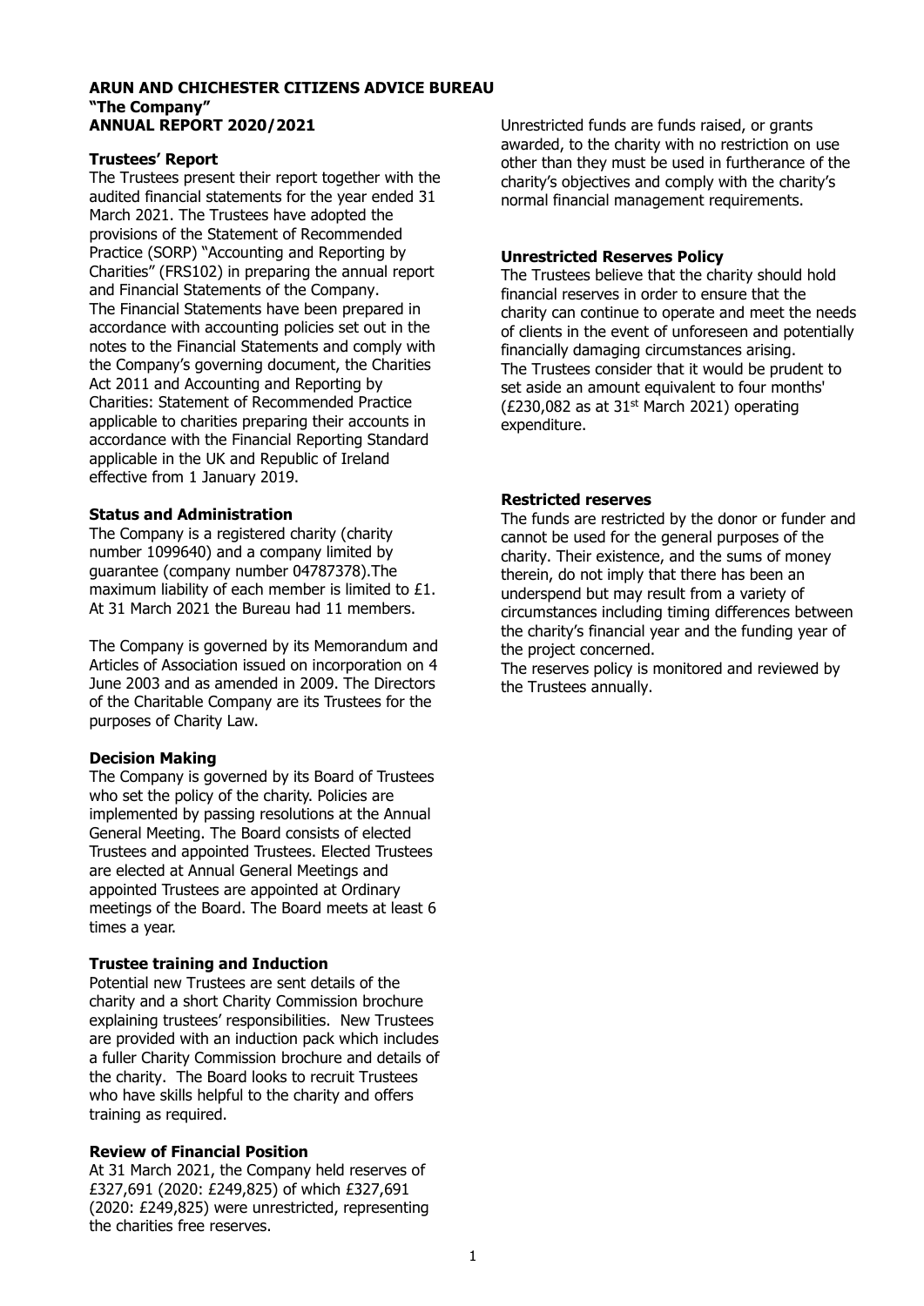**ARUN AND CHICHESTER CITIZENS ADVICE BUREAU**
**"The Company"**
**ANNUAL REPORT 2020/2021**

### Trustees' Report

The Trustees present their report together with the audited financial statements for the year ended 31 March 2021. The Trustees have adopted the provisions of the Statement of Recommended Practice (SORP) "Accounting and Reporting by Charities" (FRS102) in preparing the annual report and Financial Statements of the Company.
The Financial Statements have been prepared in accordance with accounting policies set out in the notes to the Financial Statements and comply with the Company's governing document, the Charities Act 2011 and Accounting and Reporting by Charities: Statement of Recommended Practice applicable to charities preparing their accounts in accordance with the Financial Reporting Standard applicable in the UK and Republic of Ireland effective from 1 January 2019.

### Status and Administration

The Company is a registered charity (charity number 1099640) and a company limited by guarantee (company number 04787378).The maximum liability of each member is limited to £1. At 31 March 2021 the Bureau had 11 members.

The Company is governed by its Memorandum and Articles of Association issued on incorporation on 4 June 2003 and as amended in 2009. The Directors of the Charitable Company are its Trustees for the purposes of Charity Law.

### Decision Making

The Company is governed by its Board of Trustees who set the policy of the charity. Policies are implemented by passing resolutions at the Annual General Meeting. The Board consists of elected Trustees and appointed Trustees. Elected Trustees are elected at Annual General Meetings and appointed Trustees are appointed at Ordinary meetings of the Board. The Board meets at least 6 times a year.

### Trustee training and Induction

Potential new Trustees are sent details of the charity and a short Charity Commission brochure explaining trustees' responsibilities. New Trustees are provided with an induction pack which includes a fuller Charity Commission brochure and details of the charity. The Board looks to recruit Trustees who have skills helpful to the charity and offers training as required.

### Review of Financial Position

At 31 March 2021, the Company held reserves of £327,691 (2020: £249,825) of which £327,691 (2020: £249,825) were unrestricted, representing the charities free reserves.

Unrestricted funds are funds raised, or grants awarded, to the charity with no restriction on use other than they must be used in furtherance of the charity's objectives and comply with the charity's normal financial management requirements.

### Unrestricted Reserves Policy

The Trustees believe that the charity should hold financial reserves in order to ensure that the charity can continue to operate and meet the needs of clients in the event of unforeseen and potentially financially damaging circumstances arising.
The Trustees consider that it would be prudent to set aside an amount equivalent to four months' (£230,082 as at 31st March 2021) operating expenditure.

### Restricted reserves

The funds are restricted by the donor or funder and cannot be used for the general purposes of the charity. Their existence, and the sums of money therein, do not imply that there has been an underspend but may result from a variety of circumstances including timing differences between the charity's financial year and the funding year of the project concerned.
The reserves policy is monitored and reviewed by the Trustees annually.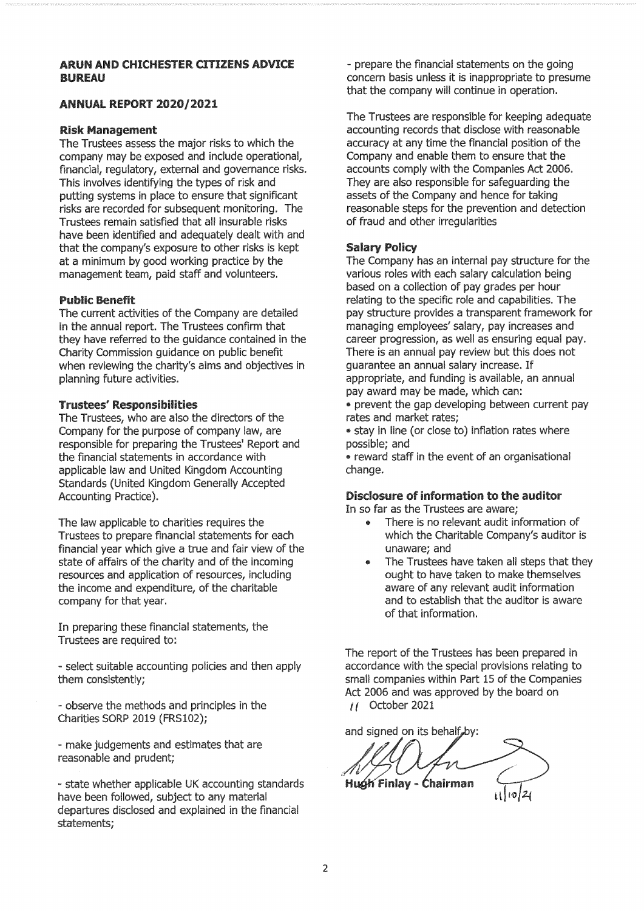## ARUN AND CHICHESTER CITIZENS ADVICE BUREAU

## ANNUAL REPORT 2020/2021

### Risk Management

The Trustees assess the major risks to which the company may be exposed and include operational, financial, regulatory, external and governance risks. This involves identifying the types of risk and putting systems in place to ensure that significant risks are recorded for subsequent monitoring. The Trustees remain satisfied that all insurable risks have been identified and adequately dealt with and that the company's exposure to other risks is kept at a minimum by good working practice by the management team, paid staff and volunteers.

### Public Benefit

The current activities of the Company are detailed in the annual report. The Trustees confirm that they have referred to the guidance contained in the Charity Commission guidance on public benefit when reviewing the charity's aims and objectives in planning future activities.

### Trustees' Responsibilities

The Trustees, who are also the directors of the Company for the purpose of company law, are responsible for preparing the Trustees' Report and the financial statements in accordance with applicable law and United Kingdom Accounting Standards (United Kingdom Generally Accepted Accounting Practice).

The law applicable to charities requires the Trustees to prepare financial statements for each financial year which give a true and fair view of the state of affairs of the charity and of the incoming resources and application of resources, including the income and expenditure, of the charitable company for that year.

In preparing these financial statements, the Trustees are required to:

- select suitable accounting policies and then apply them consistently;

- observe the methods and principles in the Charities SORP 2019 (FRS102);

- make judgements and estimates that are reasonable and prudent;

- state whether applicable UK accounting standards have been followed, subject to any material departures disclosed and explained in the financial statements;

- prepare the financial statements on the going concern basis unless it is inappropriate to presume that the company will continue in operation.

The Trustees are responsible for keeping adequate accounting records that disclose with reasonable accuracy at any time the financial position of the Company and enable them to ensure that the accounts comply with the Companies Act 2006. They are also responsible for safeguarding the assets of the Company and hence for taking reasonable steps for the prevention and detection of fraud and other irregularities

### Salary Policy

The Company has an internal pay structure for the various roles with each salary calculation being based on a collection of pay grades per hour relating to the specific role and capabilities. The pay structure provides a transparent framework for managing employees' salary, pay increases and career progression, as well as ensuring equal pay. There is an annual pay review but this does not guarantee an annual salary increase. If appropriate, and funding is available, an annual pay award may be made, which can:

- prevent the gap developing between current pay rates and market rates;
- stay in line (or close to) inflation rates where possible; and
- reward staff in the event of an organisational change.

### Disclosure of information to the auditor

In so far as the Trustees are aware;

- There is no relevant audit information of which the Charitable Company's auditor is unaware; and
- The Trustees have taken all steps that they ought to have taken to make themselves aware of any relevant audit information and to establish that the auditor is aware of that information.

The report of the Trustees has been prepared in accordance with the special provisions relating to small companies within Part 15 of the Companies Act 2006 and was approved by the board on 11 October 2021

and signed on its behalf by:

**Hugh Finlay - Chairman**

11/10/21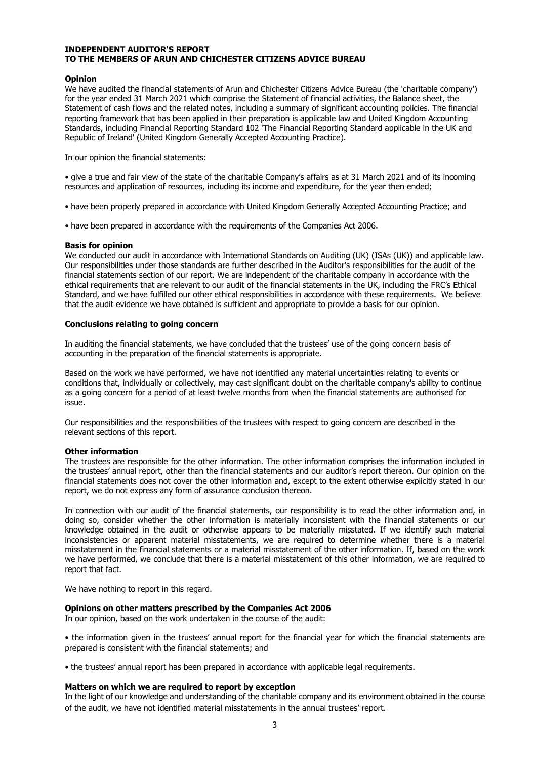**INDEPENDENT AUDITOR'S REPORT**
**TO THE MEMBERS OF ARUN AND CHICHESTER CITIZENS ADVICE BUREAU**

**Opinion**

We have audited the financial statements of Arun and Chichester Citizens Advice Bureau (the 'charitable company') for the year ended 31 March 2021 which comprise the Statement of financial activities, the Balance sheet, the Statement of cash flows and the related notes, including a summary of significant accounting policies. The financial reporting framework that has been applied in their preparation is applicable law and United Kingdom Accounting Standards, including Financial Reporting Standard 102 'The Financial Reporting Standard applicable in the UK and Republic of Ireland' (United Kingdom Generally Accepted Accounting Practice).

In our opinion the financial statements:

• give a true and fair view of the state of the charitable Company's affairs as at 31 March 2021 and of its incoming resources and application of resources, including its income and expenditure, for the year then ended;

• have been properly prepared in accordance with United Kingdom Generally Accepted Accounting Practice; and

• have been prepared in accordance with the requirements of the Companies Act 2006.

**Basis for opinion**

We conducted our audit in accordance with International Standards on Auditing (UK) (ISAs (UK)) and applicable law. Our responsibilities under those standards are further described in the Auditor's responsibilities for the audit of the financial statements section of our report. We are independent of the charitable company in accordance with the ethical requirements that are relevant to our audit of the financial statements in the UK, including the FRC's Ethical Standard, and we have fulfilled our other ethical responsibilities in accordance with these requirements. We believe that the audit evidence we have obtained is sufficient and appropriate to provide a basis for our opinion.

**Conclusions relating to going concern**

In auditing the financial statements, we have concluded that the trustees' use of the going concern basis of accounting in the preparation of the financial statements is appropriate.

Based on the work we have performed, we have not identified any material uncertainties relating to events or conditions that, individually or collectively, may cast significant doubt on the charitable company's ability to continue as a going concern for a period of at least twelve months from when the financial statements are authorised for issue.

Our responsibilities and the responsibilities of the trustees with respect to going concern are described in the relevant sections of this report.

**Other information**

The trustees are responsible for the other information. The other information comprises the information included in the trustees' annual report, other than the financial statements and our auditor's report thereon. Our opinion on the financial statements does not cover the other information and, except to the extent otherwise explicitly stated in our report, we do not express any form of assurance conclusion thereon.

In connection with our audit of the financial statements, our responsibility is to read the other information and, in doing so, consider whether the other information is materially inconsistent with the financial statements or our knowledge obtained in the audit or otherwise appears to be materially misstated. If we identify such material inconsistencies or apparent material misstatements, we are required to determine whether there is a material misstatement in the financial statements or a material misstatement of the other information. If, based on the work we have performed, we conclude that there is a material misstatement of this other information, we are required to report that fact.

We have nothing to report in this regard.

**Opinions on other matters prescribed by the Companies Act 2006**

In our opinion, based on the work undertaken in the course of the audit:

• the information given in the trustees' annual report for the financial year for which the financial statements are prepared is consistent with the financial statements; and

• the trustees' annual report has been prepared in accordance with applicable legal requirements.

**Matters on which we are required to report by exception**

In the light of our knowledge and understanding of the charitable company and its environment obtained in the course of the audit, we have not identified material misstatements in the annual trustees' report.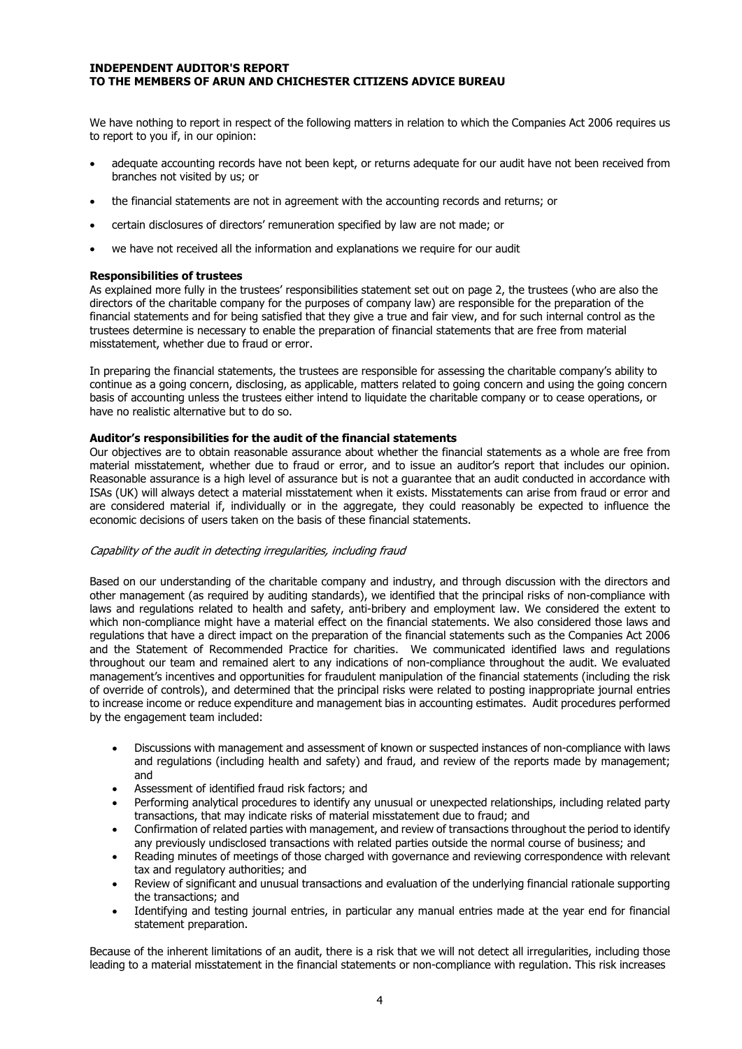**INDEPENDENT AUDITOR'S REPORT**
**TO THE MEMBERS OF ARUN AND CHICHESTER CITIZENS ADVICE BUREAU**

We have nothing to report in respect of the following matters in relation to which the Companies Act 2006 requires us to report to you if, in our opinion:

- adequate accounting records have not been kept, or returns adequate for our audit have not been received from branches not visited by us; or
- the financial statements are not in agreement with the accounting records and returns; or
- certain disclosures of directors' remuneration specified by law are not made; or
- we have not received all the information and explanations we require for our audit

**Responsibilities of trustees**

As explained more fully in the trustees' responsibilities statement set out on page 2, the trustees (who are also the directors of the charitable company for the purposes of company law) are responsible for the preparation of the financial statements and for being satisfied that they give a true and fair view, and for such internal control as the trustees determine is necessary to enable the preparation of financial statements that are free from material misstatement, whether due to fraud or error.

In preparing the financial statements, the trustees are responsible for assessing the charitable company's ability to continue as a going concern, disclosing, as applicable, matters related to going concern and using the going concern basis of accounting unless the trustees either intend to liquidate the charitable company or to cease operations, or have no realistic alternative but to do so.

**Auditor's responsibilities for the audit of the financial statements**

Our objectives are to obtain reasonable assurance about whether the financial statements as a whole are free from material misstatement, whether due to fraud or error, and to issue an auditor's report that includes our opinion. Reasonable assurance is a high level of assurance but is not a guarantee that an audit conducted in accordance with ISAs (UK) will always detect a material misstatement when it exists. Misstatements can arise from fraud or error and are considered material if, individually or in the aggregate, they could reasonably be expected to influence the economic decisions of users taken on the basis of these financial statements.

*Capability of the audit in detecting irregularities, including fraud*

Based on our understanding of the charitable company and industry, and through discussion with the directors and other management (as required by auditing standards), we identified that the principal risks of non-compliance with laws and regulations related to health and safety, anti-bribery and employment law. We considered the extent to which non-compliance might have a material effect on the financial statements. We also considered those laws and regulations that have a direct impact on the preparation of the financial statements such as the Companies Act 2006 and the Statement of Recommended Practice for charities. We communicated identified laws and regulations throughout our team and remained alert to any indications of non-compliance throughout the audit. We evaluated management's incentives and opportunities for fraudulent manipulation of the financial statements (including the risk of override of controls), and determined that the principal risks were related to posting inappropriate journal entries to increase income or reduce expenditure and management bias in accounting estimates. Audit procedures performed by the engagement team included:

- Discussions with management and assessment of known or suspected instances of non-compliance with laws and regulations (including health and safety) and fraud, and review of the reports made by management; and
- Assessment of identified fraud risk factors; and
- Performing analytical procedures to identify any unusual or unexpected relationships, including related party transactions, that may indicate risks of material misstatement due to fraud; and
- Confirmation of related parties with management, and review of transactions throughout the period to identify any previously undisclosed transactions with related parties outside the normal course of business; and
- Reading minutes of meetings of those charged with governance and reviewing correspondence with relevant tax and regulatory authorities; and
- Review of significant and unusual transactions and evaluation of the underlying financial rationale supporting the transactions; and
- Identifying and testing journal entries, in particular any manual entries made at the year end for financial statement preparation.

Because of the inherent limitations of an audit, there is a risk that we will not detect all irregularities, including those leading to a material misstatement in the financial statements or non-compliance with regulation. This risk increases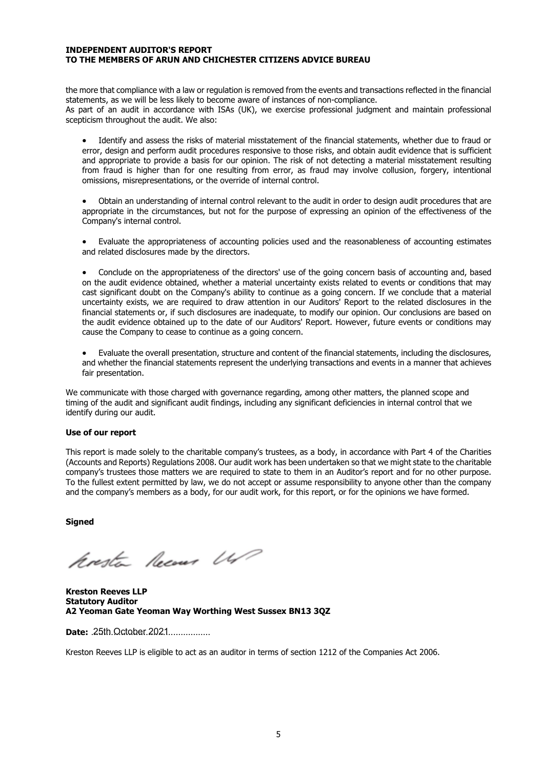**INDEPENDENT AUDITOR'S REPORT**
**TO THE MEMBERS OF ARUN AND CHICHESTER CITIZENS ADVICE BUREAU**

the more that compliance with a law or regulation is removed from the events and transactions reflected in the financial statements, as we will be less likely to become aware of instances of non-compliance.
As part of an audit in accordance with ISAs (UK), we exercise professional judgment and maintain professional scepticism throughout the audit. We also:

- Identify and assess the risks of material misstatement of the financial statements, whether due to fraud or error, design and perform audit procedures responsive to those risks, and obtain audit evidence that is sufficient and appropriate to provide a basis for our opinion. The risk of not detecting a material misstatement resulting from fraud is higher than for one resulting from error, as fraud may involve collusion, forgery, intentional omissions, misrepresentations, or the override of internal control.

- Obtain an understanding of internal control relevant to the audit in order to design audit procedures that are appropriate in the circumstances, but not for the purpose of expressing an opinion of the effectiveness of the Company's internal control.

- Evaluate the appropriateness of accounting policies used and the reasonableness of accounting estimates and related disclosures made by the directors.

- Conclude on the appropriateness of the directors' use of the going concern basis of accounting and, based on the audit evidence obtained, whether a material uncertainty exists related to events or conditions that may cast significant doubt on the Company's ability to continue as a going concern. If we conclude that a material uncertainty exists, we are required to draw attention in our Auditors' Report to the related disclosures in the financial statements or, if such disclosures are inadequate, to modify our opinion. Our conclusions are based on the audit evidence obtained up to the date of our Auditors' Report. However, future events or conditions may cause the Company to cease to continue as a going concern.

- Evaluate the overall presentation, structure and content of the financial statements, including the disclosures, and whether the financial statements represent the underlying transactions and events in a manner that achieves fair presentation.

We communicate with those charged with governance regarding, among other matters, the planned scope and timing of the audit and significant audit findings, including any significant deficiencies in internal control that we identify during our audit.

**Use of our report**

This report is made solely to the charitable company's trustees, as a body, in accordance with Part 4 of the Charities (Accounts and Reports) Regulations 2008. Our audit work has been undertaken so that we might state to the charitable company's trustees those matters we are required to state to them in an Auditor's report and for no other purpose. To the fullest extent permitted by law, we do not accept or assume responsibility to anyone other than the company and the company's members as a body, for our audit work, for this report, or for the opinions we have formed.

**Signed**

Kreston Reeves LLP

**Kreston Reeves LLP**
**Statutory Auditor**
**A2 Yeoman Gate Yeoman Way Worthing West Sussex BN13 3QZ**

**Date:** 25th October 2021

Kreston Reeves LLP is eligible to act as an auditor in terms of section 1212 of the Companies Act 2006.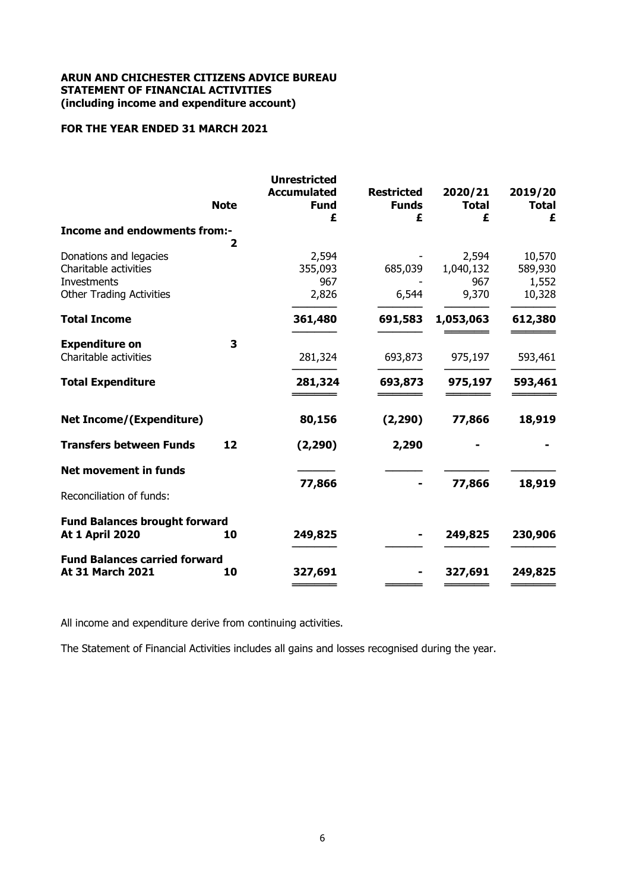**ARUN AND CHICHESTER CITIZENS ADVICE BUREAU**
**STATEMENT OF FINANCIAL ACTIVITIES**
**(including income and expenditure account)**

**FOR THE YEAR ENDED 31 MARCH 2021**

| | Note | Unrestricted Accumulated Fund £ | Restricted Funds £ | 2020/21 Total £ | 2019/20 Total £ |
|---|---|---|---|---|---|
| **Income and endowments from:-** | 2 | | | | |
| Donations and legacies | | 2,594 | - | 2,594 | 10,570 |
| Charitable activities | | 355,093 | 685,039 | 1,040,132 | 589,930 |
| Investments | | 967 | - | 967 | 1,552 |
| Other Trading Activities | | 2,826 | 6,544 | 9,370 | 10,328 |
| **Total Income** | | **361,480** | **691,583** | **1,053,063** | **612,380** |
| **Expenditure on** | 3 | | | | |
| Charitable activities | | 281,324 | 693,873 | 975,197 | 593,461 |
| **Total Expenditure** | | **281,324** | **693,873** | **975,197** | **593,461** |
| **Net Income/(Expenditure)** | | **80,156** | **(2,290)** | **77,866** | **18,919** |
| **Transfers between Funds** | 12 | **(2,290)** | **2,290** | **-** | **-** |
| **Net movement in funds** | | **77,866** | **-** | **77,866** | **18,919** |
| Reconciliation of funds: | | | | | |
| **Fund Balances brought forward At 1 April 2020** | 10 | **249,825** | **-** | **249,825** | **230,906** |
| **Fund Balances carried forward At 31 March 2021** | 10 | **327,691** | **-** | **327,691** | **249,825** |

All income and expenditure derive from continuing activities.

The Statement of Financial Activities includes all gains and losses recognised during the year.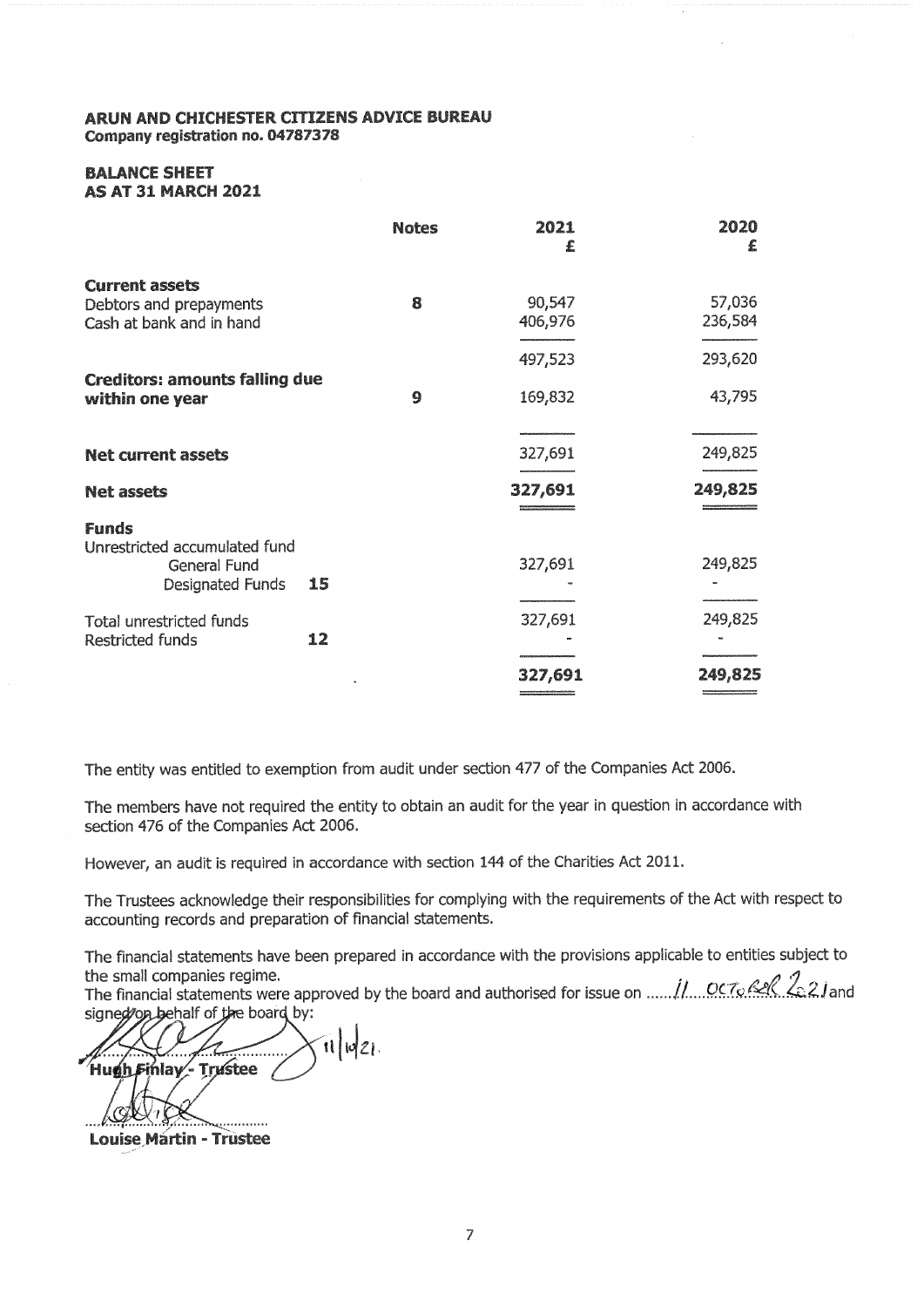**ARUN AND CHICHESTER CITIZENS ADVICE BUREAU**
**Company registration no. 04787378**

**BALANCE SHEET**
**AS AT 31 MARCH 2021**

| | Notes | 2021 £ | 2020 £ |
|---|---|---|---|
| **Current assets** | | | |
| Debtors and prepayments | 8 | 90,547 | 57,036 |
| Cash at bank and in hand | | 406,976 | 236,584 |
| | | 497,523 | 293,620 |
| **Creditors: amounts falling due within one year** | 9 | 169,832 | 43,795 |
| **Net current assets** | | 327,691 | 249,825 |
| **Net assets** | | **327,691** | **249,825** |
| **Funds** | | | |
| Unrestricted accumulated fund | | | |
| General Fund | | 327,691 | 249,825 |
| Designated Funds | 15 | - | - |
| Total unrestricted funds | | 327,691 | 249,825 |
| Restricted funds | 12 | - | - |
| | | **327,691** | **249,825** |

The entity was entitled to exemption from audit under section 477 of the Companies Act 2006.

The members have not required the entity to obtain an audit for the year in question in accordance with section 476 of the Companies Act 2006.

However, an audit is required in accordance with section 144 of the Charities Act 2011.

The Trustees acknowledge their responsibilities for complying with the requirements of the Act with respect to accounting records and preparation of financial statements.

The financial statements have been prepared in accordance with the provisions applicable to entities subject to the small companies regime.
The financial statements were approved by the board and authorised for issue on 11 October 2021 and signed on behalf of the board by:

11/10/21.

**Hugh Finlay - Trustee**

**Louise Martin - Trustee**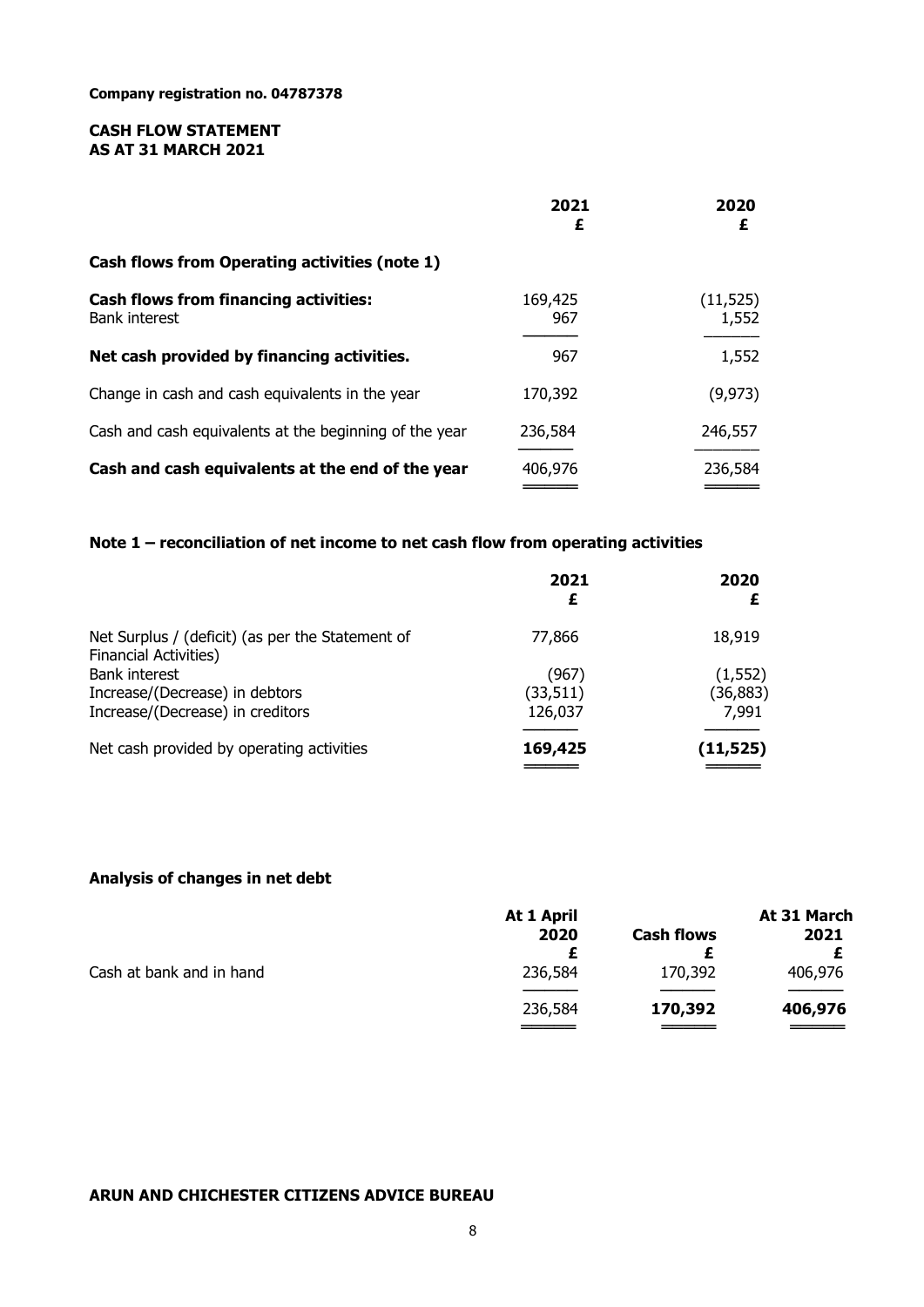**Company registration no. 04787378**

**CASH FLOW STATEMENT**
**AS AT 31 MARCH 2021**

| | 2021<br>£ | 2020<br>£ |
|---|---|---|
| **Cash flows from Operating activities (note 1)** | | |
| **Cash flows from financing activities:** | 169,425 | (11,525) |
| Bank interest | 967 | 1,552 |
| **Net cash provided by financing activities.** | 967 | 1,552 |
| Change in cash and cash equivalents in the year | 170,392 | (9,973) |
| Cash and cash equivalents at the beginning of the year | 236,584 | 246,557 |
| **Cash and cash equivalents at the end of the year** | 406,976 | 236,584 |

### Note 1 – reconciliation of net income to net cash flow from operating activities

| | 2021<br>£ | 2020<br>£ |
|---|---|---|
| Net Surplus / (deficit) (as per the Statement of Financial Activities) | 77,866 | 18,919 |
| Bank interest | (967) | (1,552) |
| Increase/(Decrease) in debtors | (33,511) | (36,883) |
| Increase/(Decrease) in creditors | 126,037 | 7,991 |
| Net cash provided by operating activities | **169,425** | **(11,525)** |

### Analysis of changes in net debt

| | At 1 April 2020<br>£ | Cash flows<br>£ | At 31 March 2021<br>£ |
|---|---|---|---|
| Cash at bank and in hand | 236,584 | 170,392 | 406,976 |
| | 236,584 | **170,392** | **406,976** |

**ARUN AND CHICHESTER CITIZENS ADVICE BUREAU**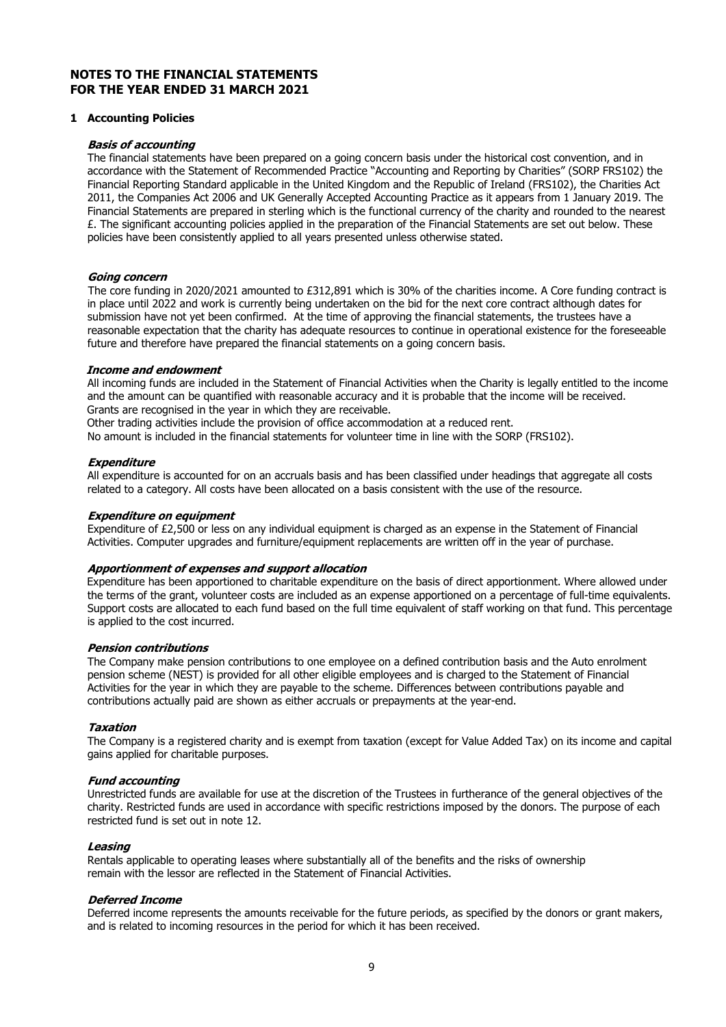# NOTES TO THE FINANCIAL STATEMENTS
# FOR THE YEAR ENDED 31 MARCH 2021

## 1 Accounting Policies

### *Basis of accounting*

The financial statements have been prepared on a going concern basis under the historical cost convention, and in accordance with the Statement of Recommended Practice "Accounting and Reporting by Charities" (SORP FRS102) the Financial Reporting Standard applicable in the United Kingdom and the Republic of Ireland (FRS102), the Charities Act 2011, the Companies Act 2006 and UK Generally Accepted Accounting Practice as it appears from 1 January 2019. The Financial Statements are prepared in sterling which is the functional currency of the charity and rounded to the nearest £. The significant accounting policies applied in the preparation of the Financial Statements are set out below. These policies have been consistently applied to all years presented unless otherwise stated.

### *Going concern*

The core funding in 2020/2021 amounted to £312,891 which is 30% of the charities income. A Core funding contract is in place until 2022 and work is currently being undertaken on the bid for the next core contract although dates for submission have not yet been confirmed. At the time of approving the financial statements, the trustees have a reasonable expectation that the charity has adequate resources to continue in operational existence for the foreseeable future and therefore have prepared the financial statements on a going concern basis.

### *Income and endowment*

All incoming funds are included in the Statement of Financial Activities when the Charity is legally entitled to the income and the amount can be quantified with reasonable accuracy and it is probable that the income will be received. Grants are recognised in the year in which they are receivable.

Other trading activities include the provision of office accommodation at a reduced rent.

No amount is included in the financial statements for volunteer time in line with the SORP (FRS102).

### *Expenditure*

All expenditure is accounted for on an accruals basis and has been classified under headings that aggregate all costs related to a category. All costs have been allocated on a basis consistent with the use of the resource.

### *Expenditure on equipment*

Expenditure of £2,500 or less on any individual equipment is charged as an expense in the Statement of Financial Activities. Computer upgrades and furniture/equipment replacements are written off in the year of purchase.

### *Apportionment of expenses and support allocation*

Expenditure has been apportioned to charitable expenditure on the basis of direct apportionment. Where allowed under the terms of the grant, volunteer costs are included as an expense apportioned on a percentage of full-time equivalents. Support costs are allocated to each fund based on the full time equivalent of staff working on that fund. This percentage is applied to the cost incurred.

### *Pension contributions*

The Company make pension contributions to one employee on a defined contribution basis and the Auto enrolment pension scheme (NEST) is provided for all other eligible employees and is charged to the Statement of Financial Activities for the year in which they are payable to the scheme. Differences between contributions payable and contributions actually paid are shown as either accruals or prepayments at the year-end.

### *Taxation*

The Company is a registered charity and is exempt from taxation (except for Value Added Tax) on its income and capital gains applied for charitable purposes.

### *Fund accounting*

Unrestricted funds are available for use at the discretion of the Trustees in furtherance of the general objectives of the charity. Restricted funds are used in accordance with specific restrictions imposed by the donors. The purpose of each restricted fund is set out in note 12.

### *Leasing*

Rentals applicable to operating leases where substantially all of the benefits and the risks of ownership remain with the lessor are reflected in the Statement of Financial Activities.

### *Deferred Income*

Deferred income represents the amounts receivable for the future periods, as specified by the donors or grant makers, and is related to incoming resources in the period for which it has been received.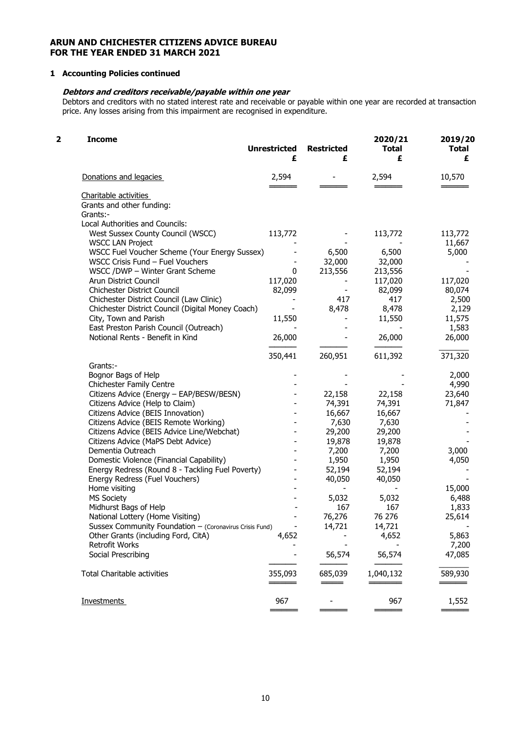**ARUN AND CHICHESTER CITIZENS ADVICE BUREAU**
**FOR THE YEAR ENDED 31 MARCH 2021**

## 1 Accounting Policies continued

***Debtors and creditors receivable/payable within one year***

Debtors and creditors with no stated interest rate and receivable or payable within one year are recorded at transaction price. Any losses arising from this impairment are recognised in expenditure.

## 2 Income

| | Unrestricted £ | Restricted £ | 2020/21 Total £ | 2019/20 Total £ |
|---|---|---|---|---|
| Donations and legacies | 2,594 | - | 2,594 | 10,570 |
| Charitable activities | | | | |
| Grants and other funding: | | | | |
| Grants:- | | | | |
| Local Authorities and Councils: | | | | |
| West Sussex County Council (WSCC) | 113,772 | - | 113,772 | 113,772 |
| WSCC LAN Project | - | - | - | 11,667 |
| WSCC Fuel Voucher Scheme (Your Energy Sussex) | - | 6,500 | 6,500 | 5,000 |
| WSCC Crisis Fund – Fuel Vouchers | - | 32,000 | 32,000 | - |
| WSCC /DWP – Winter Grant Scheme | 0 | 213,556 | 213,556 | - |
| Arun District Council | 117,020 | - | 117,020 | 117,020 |
| Chichester District Council | 82,099 | - | 82,099 | 80,074 |
| Chichester District Council (Law Clinic) | - | 417 | 417 | 2,500 |
| Chichester District Council (Digital Money Coach) | - | 8,478 | 8,478 | 2,129 |
| City, Town and Parish | 11,550 | - | 11,550 | 11,575 |
| East Preston Parish Council (Outreach) | - | - | - | 1,583 |
| Notional Rents - Benefit in Kind | 26,000 | - | 26,000 | 26,000 |
| | 350,441 | 260,951 | 611,392 | 371,320 |
| Grants:- | | | | |
| Bognor Bags of Help | - | - | - | 2,000 |
| Chichester Family Centre | - | - | - | 4,990 |
| Citizens Advice (Energy – EAP/BESW/BESN) | - | 22,158 | 22,158 | 23,640 |
| Citizens Advice (Help to Claim) | - | 74,391 | 74,391 | 71,847 |
| Citizens Advice (BEIS Innovation) | - | 16,667 | 16,667 | - |
| Citizens Advice (BEIS Remote Working) | - | 7,630 | 7,630 | - |
| Citizens Advice (BEIS Advice Line/Webchat) | - | 29,200 | 29,200 | - |
| Citizens Advice (MaPS Debt Advice) | - | 19,878 | 19,878 | - |
| Dementia Outreach | - | 7,200 | 7,200 | 3,000 |
| Domestic Violence (Financial Capability) | - | 1,950 | 1,950 | 4,050 |
| Energy Redress (Round 8 - Tackling Fuel Poverty) | - | 52,194 | 52,194 | - |
| Energy Redress (Fuel Vouchers) | - | 40,050 | 40,050 | - |
| Home visiting | - | - | - | 15,000 |
| MS Society | - | 5,032 | 5,032 | 6,488 |
| Midhurst Bags of Help | - | 167 | 167 | 1,833 |
| National Lottery (Home Visiting) | - | 76,276 | 76 276 | 25,614 |
| Sussex Community Foundation – (Coronavirus Crisis Fund) | - | 14,721 | 14,721 | - |
| Other Grants (including Ford, CitA) | 4,652 | - | 4,652 | 5,863 |
| Retrofit Works | - | - | - | 7,200 |
| Social Prescribing | - | 56,574 | 56,574 | 47,085 |
| Total Charitable activities | 355,093 | 685,039 | 1,040,132 | 589,930 |
| Investments | 967 | - | 967 | 1,552 |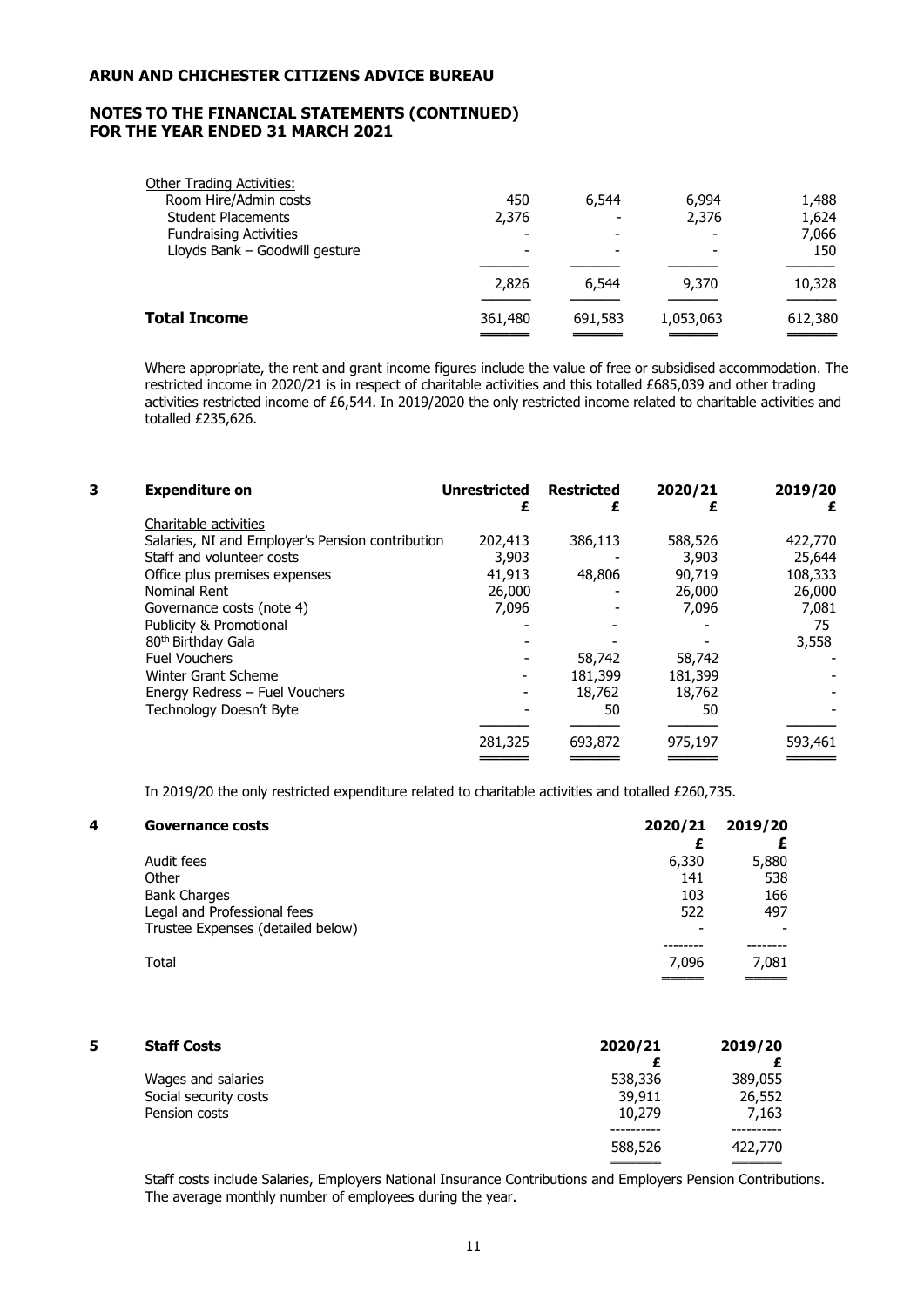| | | | | |
|---|---|---|---|---|
| Other Trading Activities: | | | | |
| Room Hire/Admin costs | 450 | 6,544 | 6,994 | 1,488 |
| Student Placements | 2,376 | - | 2,376 | 1,624 |
| Fundraising Activities | - | - | - | 7,066 |
| Lloyds Bank – Goodwill gesture | - | - | - | 150 |
| | 2,826 | 6,544 | 9,370 | 10,328 |
| **Total Income** | 361,480 | 691,583 | 1,053,063 | 612,380 |

Where appropriate, the rent and grant income figures include the value of free or subsidised accommodation. The restricted income in 2020/21 is in respect of charitable activities and this totalled £685,039 and other trading activities restricted income of £6,544. In 2019/2020 the only restricted income related to charitable activities and totalled £235,626.

## 3 Expenditure on

| Expenditure on | Unrestricted £ | Restricted £ | 2020/21 £ | 2019/20 £ |
|---|---|---|---|---|
| Charitable activities | | | | |
| Salaries, NI and Employer's Pension contribution | 202,413 | 386,113 | 588,526 | 422,770 |
| Staff and volunteer costs | 3,903 | - | 3,903 | 25,644 |
| Office plus premises expenses | 41,913 | 48,806 | 90,719 | 108,333 |
| Nominal Rent | 26,000 | - | 26,000 | 26,000 |
| Governance costs (note 4) | 7,096 | - | 7,096 | 7,081 |
| Publicity & Promotional | - | - | - | 75 |
| 80th Birthday Gala | - | - | - | 3,558 |
| Fuel Vouchers | - | 58,742 | 58,742 | - |
| Winter Grant Scheme | - | 181,399 | 181,399 | - |
| Energy Redress – Fuel Vouchers | - | 18,762 | 18,762 | - |
| Technology Doesn't Byte | - | 50 | 50 | - |
| | 281,325 | 693,872 | 975,197 | 593,461 |

In 2019/20 the only restricted expenditure related to charitable activities and totalled £260,735.

## 4 Governance costs

| Governance costs | 2020/21 £ | 2019/20 £ |
|---|---|---|
| Audit fees | 6,330 | 5,880 |
| Other | 141 | 538 |
| Bank Charges | 103 | 166 |
| Legal and Professional fees | 522 | 497 |
| Trustee Expenses (detailed below) | - | - |
| Total | 7,096 | 7,081 |

## 5 Staff Costs

| Staff Costs | 2020/21 £ | 2019/20 £ |
|---|---|---|
| Wages and salaries | 538,336 | 389,055 |
| Social security costs | 39,911 | 26,552 |
| Pension costs | 10,279 | 7,163 |
| | 588,526 | 422,770 |

Staff costs include Salaries, Employers National Insurance Contributions and Employers Pension Contributions. The average monthly number of employees during the year.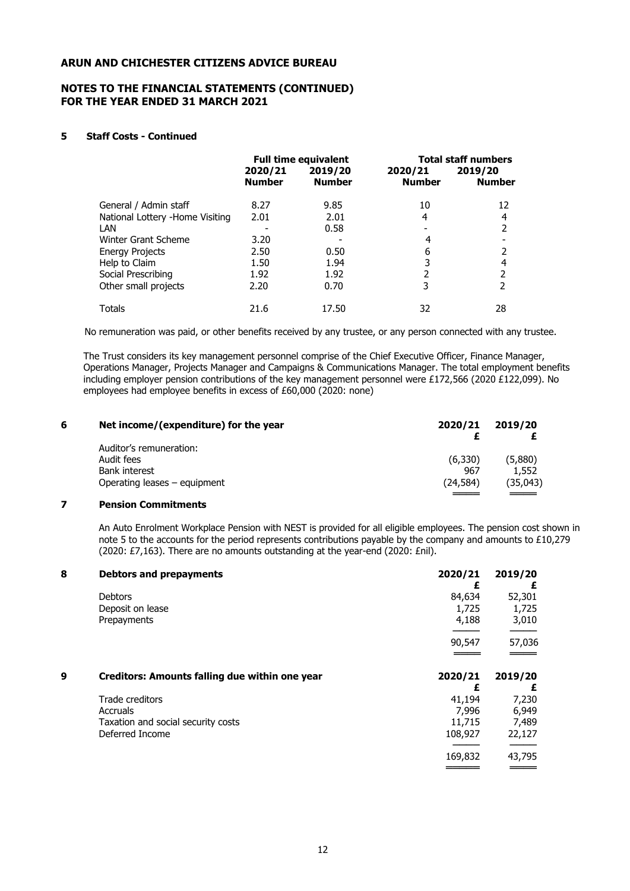**ARUN AND CHICHESTER CITIZENS ADVICE BUREAU**

**NOTES TO THE FINANCIAL STATEMENTS (CONTINUED)**
**FOR THE YEAR ENDED 31 MARCH 2021**

### 5 Staff Costs - Continued

| | Full time equivalent | | Total staff numbers | |
|---|---|---|---|---|
| | 2020/21 Number | 2019/20 Number | 2020/21 Number | 2019/20 Number |
| General / Admin staff | 8.27 | 9.85 | 10 | 12 |
| National Lottery -Home Visiting | 2.01 | 2.01 | 4 | 4 |
| LAN | - | 0.58 | - | 2 |
| Winter Grant Scheme | 3.20 | - | 4 | - |
| Energy Projects | 2.50 | 0.50 | 6 | 2 |
| Help to Claim | 1.50 | 1.94 | 3 | 4 |
| Social Prescribing | 1.92 | 1.92 | 2 | 2 |
| Other small projects | 2.20 | 0.70 | 3 | 2 |
| Totals | 21.6 | 17.50 | 32 | 28 |

No remuneration was paid, or other benefits received by any trustee, or any person connected with any trustee.

The Trust considers its key management personnel comprise of the Chief Executive Officer, Finance Manager, Operations Manager, Projects Manager and Campaigns & Communications Manager. The total employment benefits including employer pension contributions of the key management personnel were £172,566 (2020 £122,099). No employees had employee benefits in excess of £60,000 (2020: none)

### 6 Net income/(expenditure) for the year

| | 2020/21 £ | 2019/20 £ |
|---|---|---|
| Auditor's remuneration: | | |
| Audit fees | (6,330) | (5,880) |
| Bank interest | 967 | 1,552 |
| Operating leases – equipment | (24,584) | (35,043) |

### 7 Pension Commitments

An Auto Enrolment Workplace Pension with NEST is provided for all eligible employees. The pension cost shown in note 5 to the accounts for the period represents contributions payable by the company and amounts to £10,279 (2020: £7,163). There are no amounts outstanding at the year-end (2020: £nil).

### 8 Debtors and prepayments

| | 2020/21 £ | 2019/20 £ |
|---|---|---|
| Debtors | 84,634 | 52,301 |
| Deposit on lease | 1,725 | 1,725 |
| Prepayments | 4,188 | 3,010 |
| | 90,547 | 57,036 |

### 9 Creditors: Amounts falling due within one year

| | 2020/21 £ | 2019/20 £ |
|---|---|---|
| Trade creditors | 41,194 | 7,230 |
| Accruals | 7,996 | 6,949 |
| Taxation and social security costs | 11,715 | 7,489 |
| Deferred Income | 108,927 | 22,127 |
| | 169,832 | 43,795 |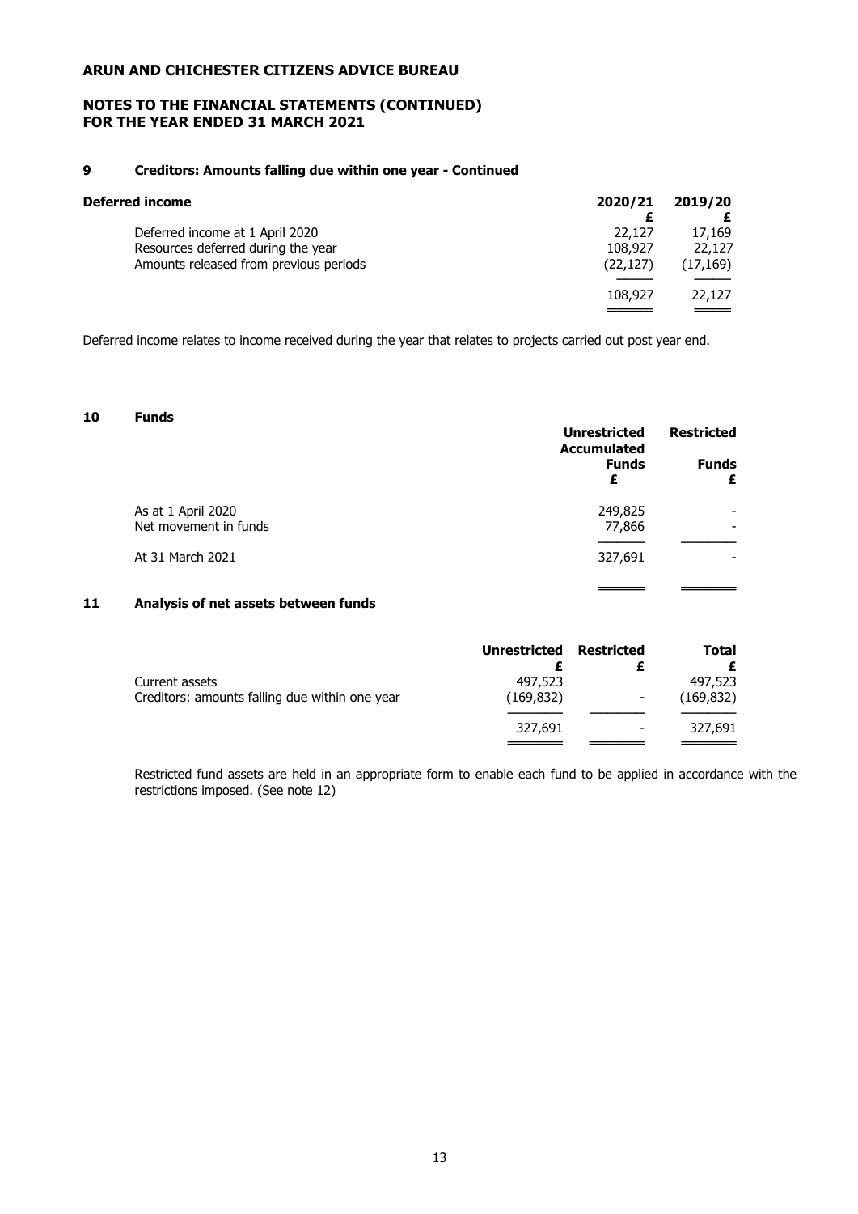## ARUN AND CHICHESTER CITIZENS ADVICE BUREAU

## NOTES TO THE FINANCIAL STATEMENTS (CONTINUED) FOR THE YEAR ENDED 31 MARCH 2021

### 9 Creditors: Amounts falling due within one year - Continued

| Deferred income | 2020/21 | 2019/20 |
|---|---|---|
| | £ | £ |
| Deferred income at 1 April 2020 | 22,127 | 17,169 |
| Resources deferred during the year | 108,927 | 22,127 |
| Amounts released from previous periods | (22,127) | (17,169) |
| | 108,927 | 22,127 |

Deferred income relates to income received during the year that relates to projects carried out post year end.

### 10 Funds

| | Unrestricted Accumulated Funds | Restricted Funds |
|---|---|---|
| | £ | £ |
| As at 1 April 2020 | 249,825 | - |
| Net movement in funds | 77,866 | - |
| At 31 March 2021 | 327,691 | - |

### 11 Analysis of net assets between funds

| | Unrestricted | Restricted | Total |
|---|---|---|---|
| | £ | £ | £ |
| Current assets | 497,523 | | 497,523 |
| Creditors: amounts falling due within one year | (169,832) | - | (169,832) |
| | 327,691 | - | 327,691 |

Restricted fund assets are held in an appropriate form to enable each fund to be applied in accordance with the restrictions imposed. (See note 12)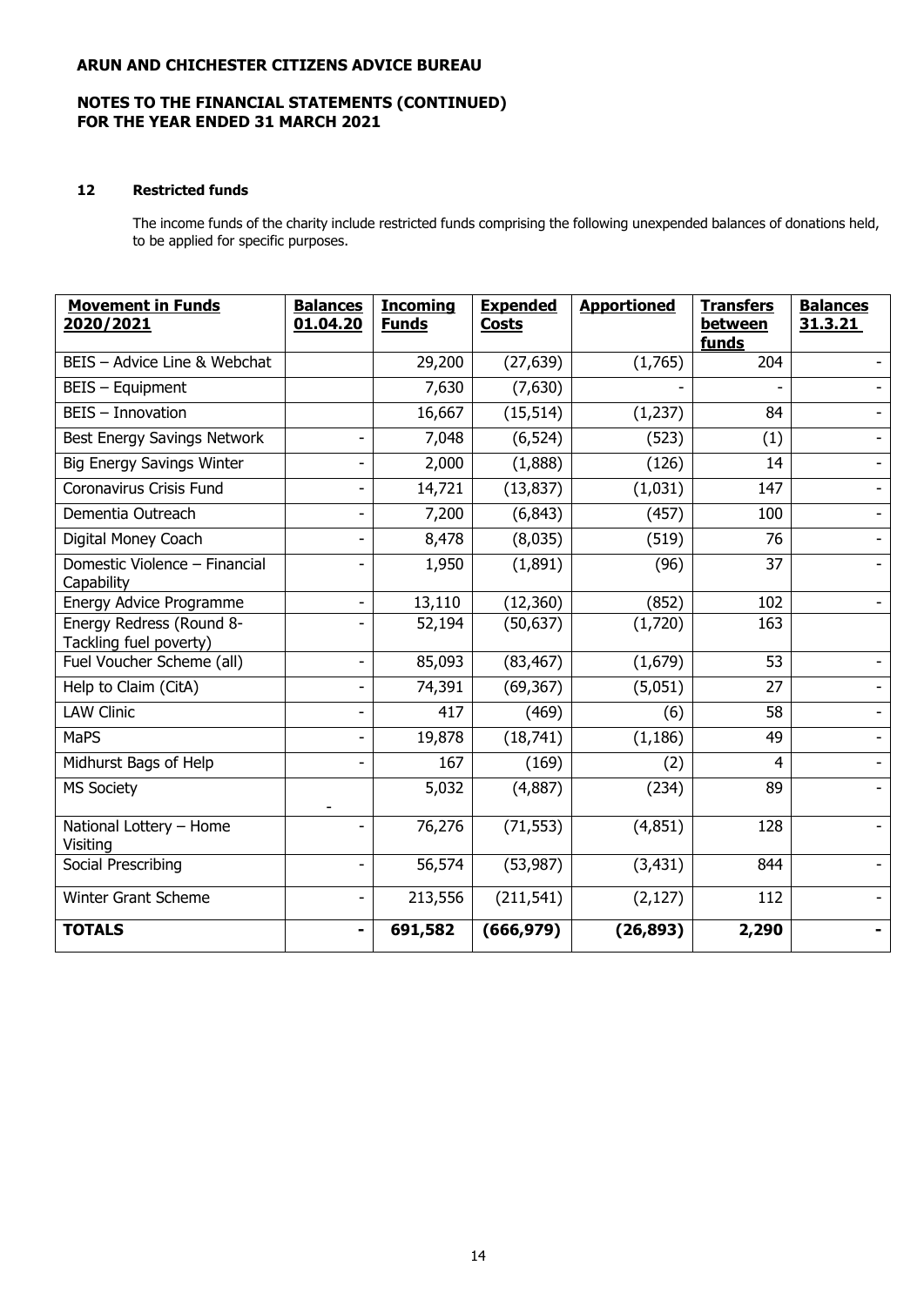**ARUN AND CHICHESTER CITIZENS ADVICE BUREAU**

**NOTES TO THE FINANCIAL STATEMENTS (CONTINUED)**
**FOR THE YEAR ENDED 31 MARCH 2021**

### 12 Restricted funds

The income funds of the charity include restricted funds comprising the following unexpended balances of donations held, to be applied for specific purposes.

| Movement in Funds 2020/2021 | Balances 01.04.20 | Incoming Funds | Expended Costs | Apportioned | Transfers between funds | Balances 31.3.21 |
|---|---|---|---|---|---|---|
| BEIS – Advice Line & Webchat | | 29,200 | (27,639) | (1,765) | 204 | - |
| BEIS – Equipment | | 7,630 | (7,630) | - | - | - |
| BEIS – Innovation | | 16,667 | (15,514) | (1,237) | 84 | - |
| Best Energy Savings Network | - | 7,048 | (6,524) | (523) | (1) | - |
| Big Energy Savings Winter | - | 2,000 | (1,888) | (126) | 14 | - |
| Coronavirus Crisis Fund | - | 14,721 | (13,837) | (1,031) | 147 | - |
| Dementia Outreach | - | 7,200 | (6,843) | (457) | 100 | - |
| Digital Money Coach | - | 8,478 | (8,035) | (519) | 76 | - |
| Domestic Violence – Financial Capability | - | 1,950 | (1,891) | (96) | 37 | - |
| Energy Advice Programme | - | 13,110 | (12,360) | (852) | 102 | - |
| Energy Redress (Round 8- Tackling fuel poverty) | - | 52,194 | (50,637) | (1,720) | 163 | |
| Fuel Voucher Scheme (all) | - | 85,093 | (83,467) | (1,679) | 53 | - |
| Help to Claim (CitA) | - | 74,391 | (69,367) | (5,051) | 27 | - |
| LAW Clinic | - | 417 | (469) | (6) | 58 | - |
| MaPS | - | 19,878 | (18,741) | (1,186) | 49 | - |
| Midhurst Bags of Help | - | 167 | (169) | (2) | 4 | - |
| MS Society | - | 5,032 | (4,887) | (234) | 89 | - |
| National Lottery – Home Visiting | - | 76,276 | (71,553) | (4,851) | 128 | - |
| Social Prescribing | - | 56,574 | (53,987) | (3,431) | 844 | - |
| Winter Grant Scheme | - | 213,556 | (211,541) | (2,127) | 112 | - |
| **TOTALS** | **-** | **691,582** | **(666,979)** | **(26,893)** | **2,290** | **-** |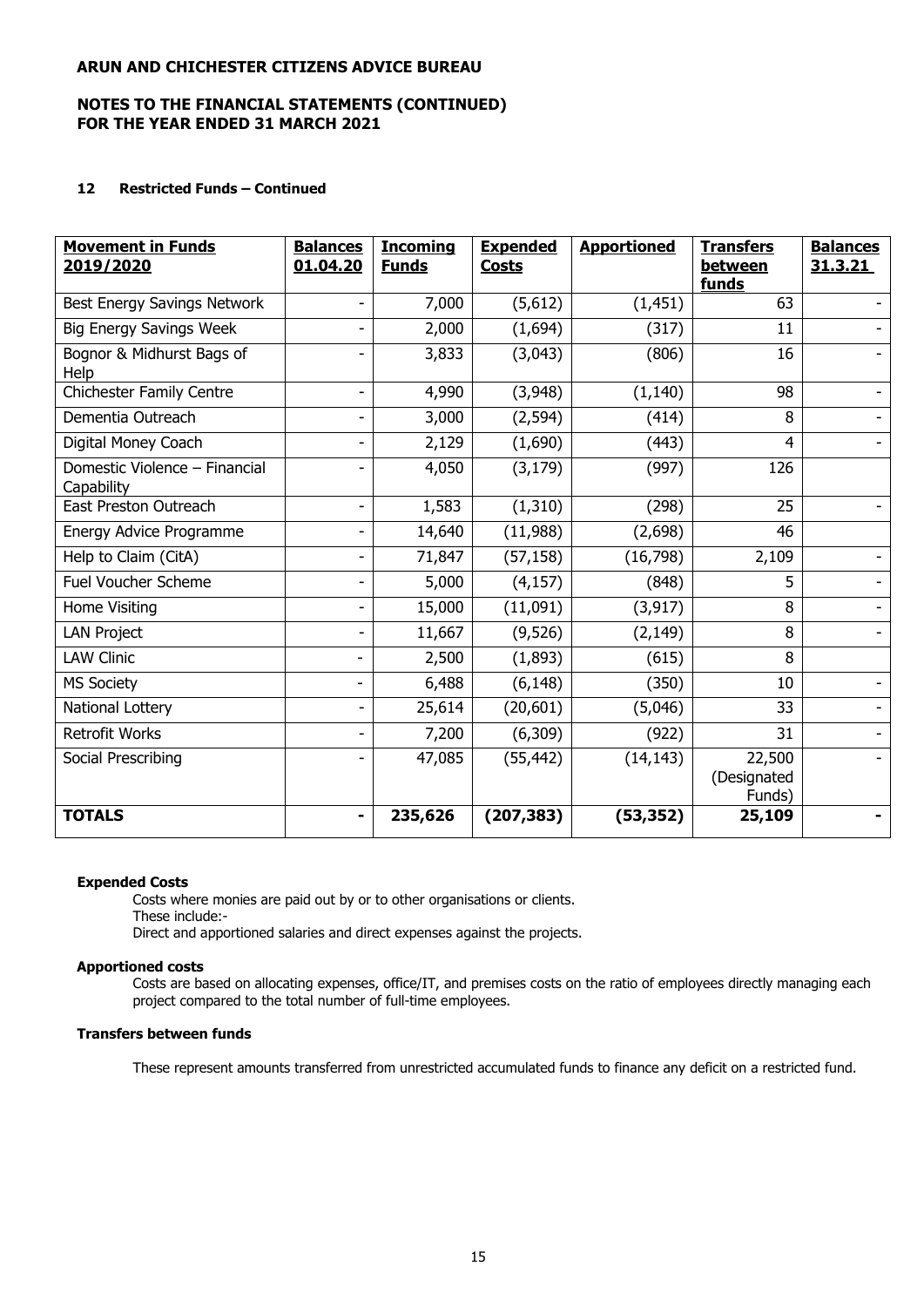## NOTES TO THE FINANCIAL STATEMENTS (CONTINUED) FOR THE YEAR ENDED 31 MARCH 2021

### 12 Restricted Funds – Continued

| Movement in Funds 2019/2020 | Balances 01.04.20 | Incoming Funds | Expended Costs | Apportioned | Transfers between funds | Balances 31.3.21 |
|---|---|---|---|---|---|---|
| Best Energy Savings Network | - | 7,000 | (5,612) | (1,451) | 63 | - |
| Big Energy Savings Week | - | 2,000 | (1,694) | (317) | 11 | - |
| Bognor & Midhurst Bags of Help | - | 3,833 | (3,043) | (806) | 16 | - |
| Chichester Family Centre | - | 4,990 | (3,948) | (1,140) | 98 | - |
| Dementia Outreach | - | 3,000 | (2,594) | (414) | 8 | - |
| Digital Money Coach | - | 2,129 | (1,690) | (443) | 4 | - |
| Domestic Violence – Financial Capability | - | 4,050 | (3,179) | (997) | 126 | |
| East Preston Outreach | - | 1,583 | (1,310) | (298) | 25 | - |
| Energy Advice Programme | - | 14,640 | (11,988) | (2,698) | 46 | |
| Help to Claim (CitA) | - | 71,847 | (57,158) | (16,798) | 2,109 | - |
| Fuel Voucher Scheme | - | 5,000 | (4,157) | (848) | 5 | - |
| Home Visiting | - | 15,000 | (11,091) | (3,917) | 8 | - |
| LAN Project | - | 11,667 | (9,526) | (2,149) | 8 | - |
| LAW Clinic | - | 2,500 | (1,893) | (615) | 8 | |
| MS Society | - | 6,488 | (6,148) | (350) | 10 | - |
| National Lottery | - | 25,614 | (20,601) | (5,046) | 33 | - |
| Retrofit Works | - | 7,200 | (6,309) | (922) | 31 | - |
| Social Prescribing | - | 47,085 | (55,442) | (14,143) | 22,500 (Designated Funds) | - |
| **TOTALS** | **-** | **235,626** | **(207,383)** | **(53,352)** | **25,109** | **-** |

**Expended Costs**

Costs where monies are paid out by or to other organisations or clients.
These include:-
Direct and apportioned salaries and direct expenses against the projects.

**Apportioned costs**

Costs are based on allocating expenses, office/IT, and premises costs on the ratio of employees directly managing each project compared to the total number of full-time employees.

**Transfers between funds**

These represent amounts transferred from unrestricted accumulated funds to finance any deficit on a restricted fund.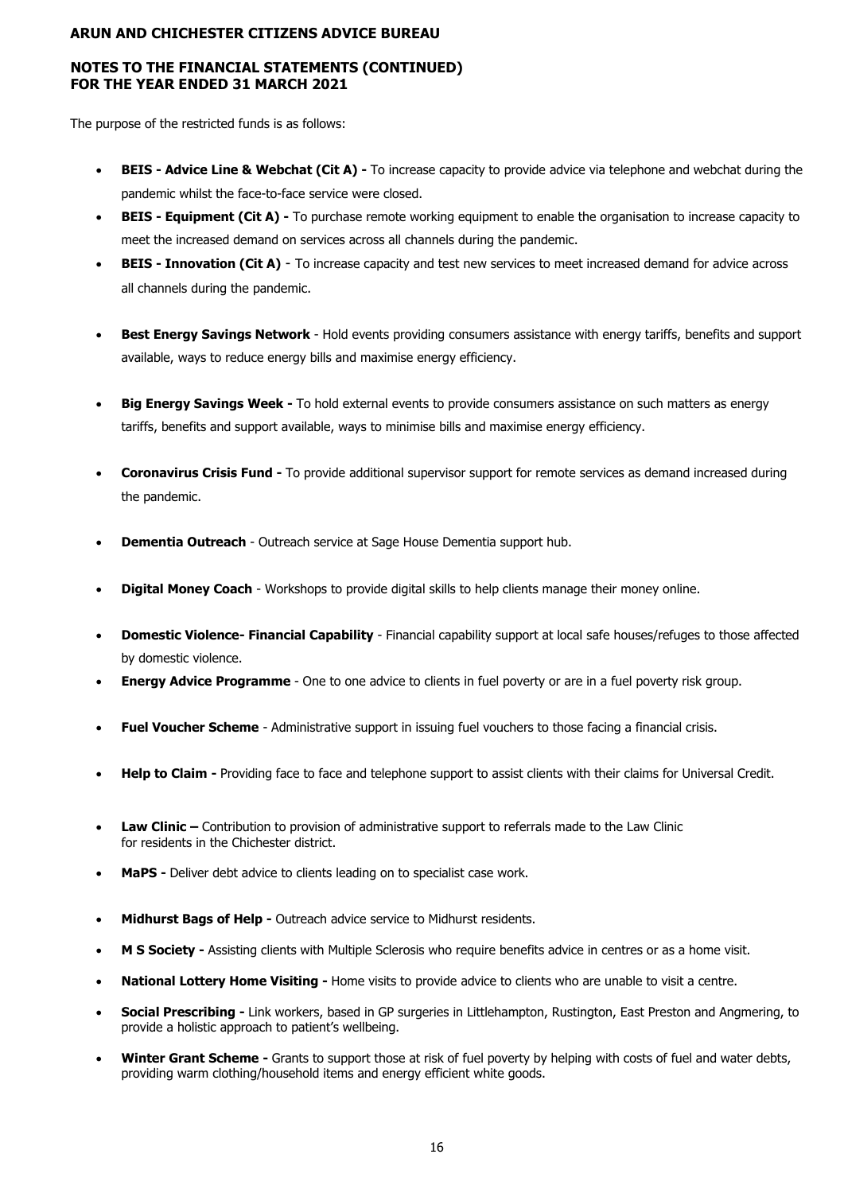**ARUN AND CHICHESTER CITIZENS ADVICE BUREAU**

**NOTES TO THE FINANCIAL STATEMENTS (CONTINUED)**
**FOR THE YEAR ENDED 31 MARCH 2021**

The purpose of the restricted funds is as follows:

- **BEIS - Advice Line & Webchat (Cit A) -** To increase capacity to provide advice via telephone and webchat during the pandemic whilst the face-to-face service were closed.
- **BEIS - Equipment (Cit A) -** To purchase remote working equipment to enable the organisation to increase capacity to meet the increased demand on services across all channels during the pandemic.
- **BEIS - Innovation (Cit A)** - To increase capacity and test new services to meet increased demand for advice across all channels during the pandemic.
- **Best Energy Savings Network** - Hold events providing consumers assistance with energy tariffs, benefits and support available, ways to reduce energy bills and maximise energy efficiency.
- **Big Energy Savings Week -** To hold external events to provide consumers assistance on such matters as energy tariffs, benefits and support available, ways to minimise bills and maximise energy efficiency.
- **Coronavirus Crisis Fund -** To provide additional supervisor support for remote services as demand increased during the pandemic.
- **Dementia Outreach** - Outreach service at Sage House Dementia support hub.
- **Digital Money Coach** - Workshops to provide digital skills to help clients manage their money online.
- **Domestic Violence- Financial Capability** - Financial capability support at local safe houses/refuges to those affected by domestic violence.
- **Energy Advice Programme** - One to one advice to clients in fuel poverty or are in a fuel poverty risk group.
- **Fuel Voucher Scheme** - Administrative support in issuing fuel vouchers to those facing a financial crisis.
- **Help to Claim -** Providing face to face and telephone support to assist clients with their claims for Universal Credit.
- **Law Clinic –** Contribution to provision of administrative support to referrals made to the Law Clinic for residents in the Chichester district.
- **MaPS -** Deliver debt advice to clients leading on to specialist case work.
- **Midhurst Bags of Help -** Outreach advice service to Midhurst residents.
- **M S Society -** Assisting clients with Multiple Sclerosis who require benefits advice in centres or as a home visit.
- **National Lottery Home Visiting -** Home visits to provide advice to clients who are unable to visit a centre.
- **Social Prescribing -** Link workers, based in GP surgeries in Littlehampton, Rustington, East Preston and Angmering, to provide a holistic approach to patient's wellbeing.
- **Winter Grant Scheme -** Grants to support those at risk of fuel poverty by helping with costs of fuel and water debts, providing warm clothing/household items and energy efficient white goods.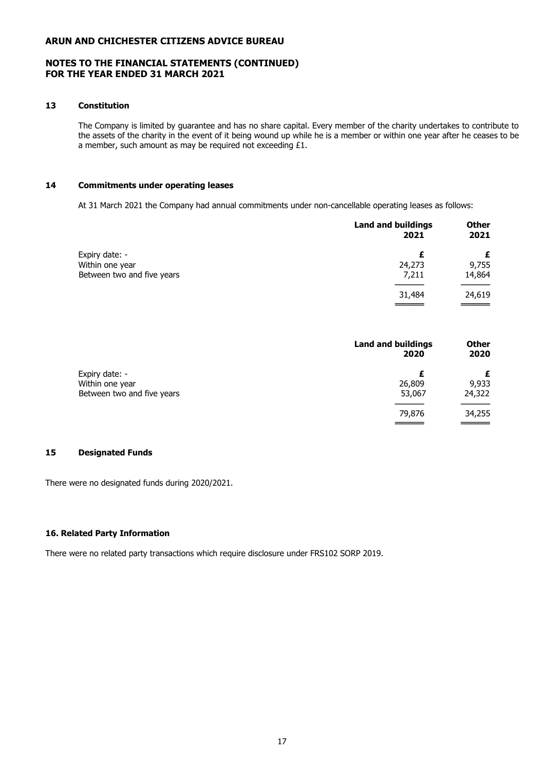# ARUN AND CHICHESTER CITIZENS ADVICE BUREAU

## NOTES TO THE FINANCIAL STATEMENTS (CONTINUED)
## FOR THE YEAR ENDED 31 MARCH 2021

### 13 Constitution

The Company is limited by guarantee and has no share capital. Every member of the charity undertakes to contribute to the assets of the charity in the event of it being wound up while he is a member or within one year after he ceases to be a member, such amount as may be required not exceeding £1.

### 14 Commitments under operating leases

At 31 March 2021 the Company had annual commitments under non-cancellable operating leases as follows:

| | Land and buildings 2021 | Other 2021 |
|---|---|---|
| Expiry date: - | £ | £ |
| Within one year | 24,273 | 9,755 |
| Between two and five years | 7,211 | 14,864 |
| | 31,484 | 24,619 |

| | Land and buildings 2020 | Other 2020 |
|---|---|---|
| Expiry date: - | £ | £ |
| Within one year | 26,809 | 9,933 |
| Between two and five years | 53,067 | 24,322 |
| | 79,876 | 34,255 |

### 15 Designated Funds

There were no designated funds during 2020/2021.

### 16. Related Party Information

There were no related party transactions which require disclosure under FRS102 SORP 2019.